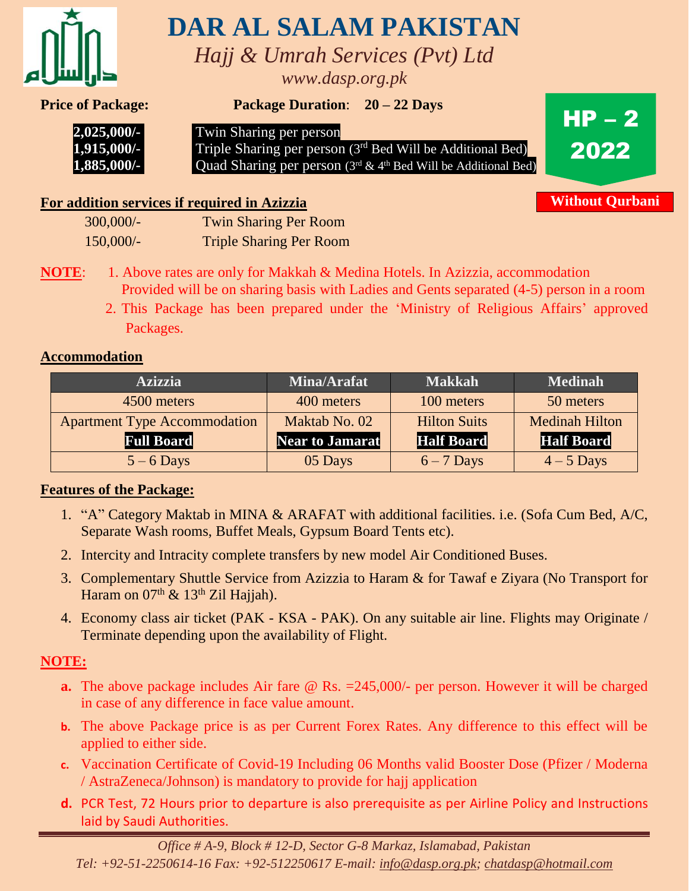# DAR AL SALAM PAKISTAN

*Hajj & Umrah Services (Pvt) Ltd*

*www.dasp.org.pk*

**HP – 2 2022**

**Without Qurbani**

**Price of Package:** **Package Duration**: **20 – 22 Days**

| | |
|---|---|
| **2,025,000/-** | Twin Sharing per person |
| **1,915,000/-** | Triple Sharing per person (3rd Bed Will be Additional Bed) |
| **1,885,000/-** | Quad Sharing per person (3rd & 4th Bed Will be Additional Bed) |

**For addition services if required in Azizzia**

| | |
|---|---|
| 300,000/- | Twin Sharing Per Room |
| 150,000/- | Triple Sharing Per Room |

**NOTE**:
1. Above rates are only for Makkah & Medina Hotels. In Azizzia, accommodation Provided will be on sharing basis with Ladies and Gents separated (4-5) person in a room
2. This Package has been prepared under the 'Ministry of Religious Affairs' approved Packages.

**Accommodation**

| Azizzia | Mina/Arafat | Makkah | Medinah |
|---|---|---|---|
| 4500 meters | 400 meters | 100 meters | 50 meters |
| Apartment Type Accommodation **Full Board** | Maktab No. 02 **Near to Jamarat** | Hilton Suits **Half Board** | Medinah Hilton **Half Board** |
| 5 – 6 Days | 05 Days | 6 – 7 Days | 4 – 5 Days |

**Features of the Package:**

1. "A" Category Maktab in MINA & ARAFAT with additional facilities. i.e. (Sofa Cum Bed, A/C, Separate Wash rooms, Buffet Meals, Gypsum Board Tents etc).
2. Intercity and Intracity complete transfers by new model Air Conditioned Buses.
3. Complementary Shuttle Service from Azizzia to Haram & for Tawaf e Ziyara (No Transport for Haram on 07th & 13th Zil Hajjah).
4. Economy class air ticket (PAK - KSA - PAK). On any suitable air line. Flights may Originate / Terminate depending upon the availability of Flight.

**NOTE:**

a. The above package includes Air fare @ Rs. =245,000/- per person. However it will be charged in case of any difference in face value amount.

b. The above Package price is as per Current Forex Rates. Any difference to this effect will be applied to either side.

c. Vaccination Certificate of Covid-19 Including 06 Months valid Booster Dose (Pfizer / Moderna / AstraZeneca/Johnson) is mandatory to provide for hajj application

d. PCR Test, 72 Hours prior to departure is also prerequisite as per Airline Policy and Instructions laid by Saudi Authorities.

*Office # A-9, Block # 12-D, Sector G-8 Markaz, Islamabad, Pakistan*
*Tel: +92-51-2250614-16 Fax: +92-512250617 E-mail: info@dasp.org.pk; chatdasp@hotmail.com*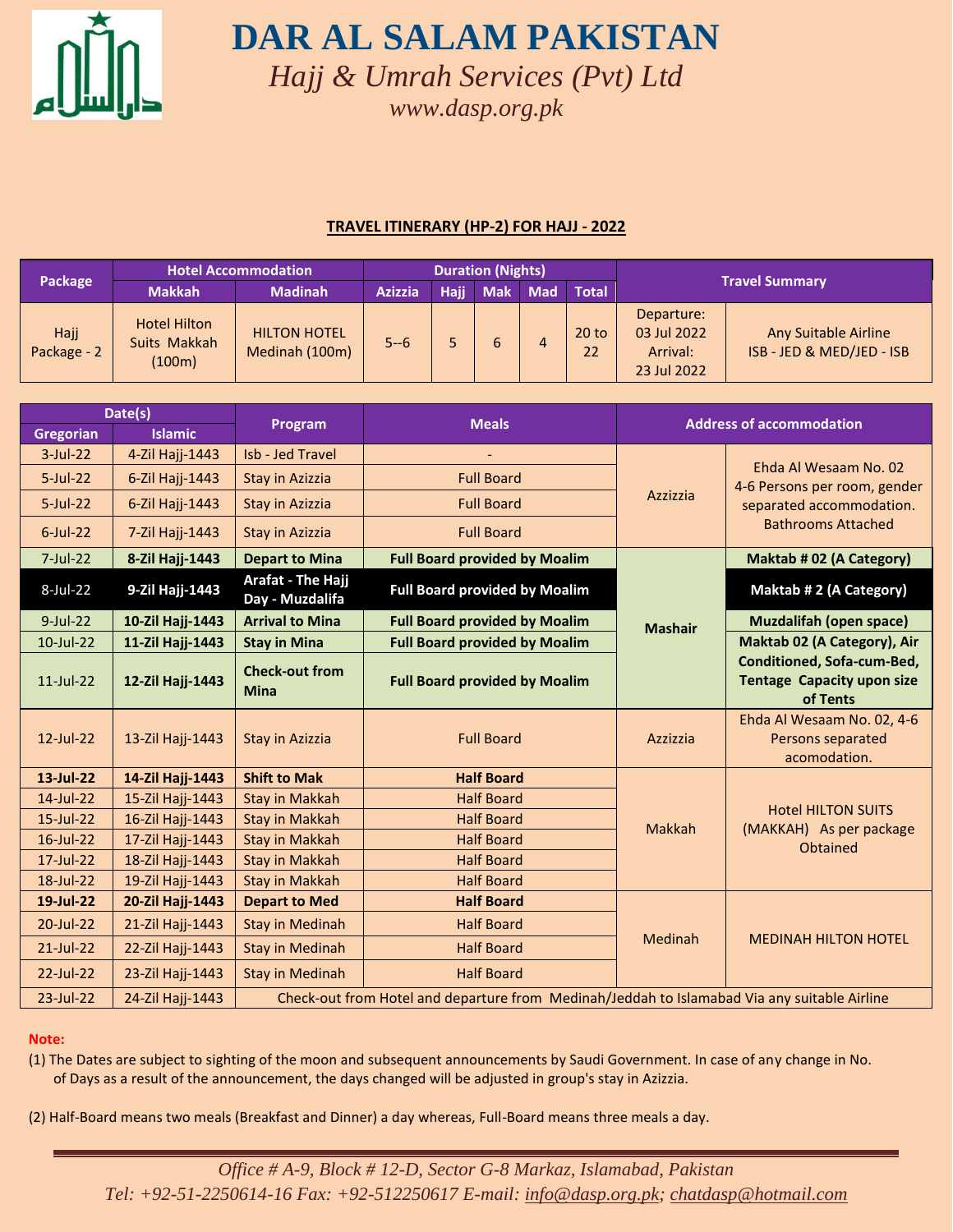# DAR AL SALAM PAKISTAN

*Hajj & Umrah Services (Pvt) Ltd*

*www.dasp.org.pk*

## TRAVEL ITINERARY (HP-2) FOR HAJJ - 2022

| Package | Hotel Accommodation | | Duration (Nights) | | | | | Travel Summary | |
|---|---|---|---|---|---|---|---|---|---|
| | Makkah | Madinah | Azizzia | Hajj | Mak | Mad | Total | | |
| Hajj Package - 2 | Hotel Hilton Suits Makkah (100m) | HILTON HOTEL Medinah (100m) | 5--6 | 5 | 6 | 4 | 20 to 22 | Departure: 03 Jul 2022 Arrival: 23 Jul 2022 | Any Suitable Airline ISB - JED & MED/JED - ISB |

| Date(s) | | Program | Meals | Address of accommodation | |
|---|---|---|---|---|---|
| Gregorian | Islamic | | | | |
| 3-Jul-22 | 4-Zil Hajj-1443 | Isb - Jed Travel | - | Azzizzia | Ehda Al Wesaam No. 02 4-6 Persons per room, gender separated accommodation. Bathrooms Attached |
| 5-Jul-22 | 6-Zil Hajj-1443 | Stay in Azizzia | Full Board | | |
| 5-Jul-22 | 6-Zil Hajj-1443 | Stay in Azizzia | Full Board | | |
| 6-Jul-22 | 7-Zil Hajj-1443 | Stay in Azizzia | Full Board | | |
| 7-Jul-22 | **8-Zil Hajj-1443** | **Depart to Mina** | **Full Board provided by Moalim** | **Mashair** | **Maktab # 02 (A Category)** |
| 8-Jul-22 | **9-Zil Hajj-1443** | **Arafat - The Hajj Day - Muzdalifa** | **Full Board provided by Moalim** | | **Maktab # 2 (A Category)** |
| 9-Jul-22 | **10-Zil Hajj-1443** | **Arrival to Mina** | **Full Board provided by Moalim** | | **Muzdalifah (open space)** |
| 10-Jul-22 | **11-Zil Hajj-1443** | **Stay in Mina** | **Full Board provided by Moalim** | | **Maktab 02 (A Category), Air Conditioned, Sofa-cum-Bed, Tentage Capacity upon size of Tents** |
| 11-Jul-22 | **12-Zil Hajj-1443** | **Check-out from Mina** | **Full Board provided by Moalim** | | |
| 12-Jul-22 | 13-Zil Hajj-1443 | Stay in Azizzia | Full Board | Azzizzia | Ehda Al Wesaam No. 02, 4-6 Persons separated acomodation. |
| **13-Jul-22** | **14-Zil Hajj-1443** | **Shift to Mak** | **Half Board** | Makkah | Hotel HILTON SUITS (MAKKAH) As per package Obtained |
| 14-Jul-22 | 15-Zil Hajj-1443 | Stay in Makkah | Half Board | | |
| 15-Jul-22 | 16-Zil Hajj-1443 | Stay in Makkah | Half Board | | |
| 16-Jul-22 | 17-Zil Hajj-1443 | Stay in Makkah | Half Board | | |
| 17-Jul-22 | 18-Zil Hajj-1443 | Stay in Makkah | Half Board | | |
| 18-Jul-22 | 19-Zil Hajj-1443 | Stay in Makkah | Half Board | | |
| **19-Jul-22** | **20-Zil Hajj-1443** | **Depart to Med** | **Half Board** | Medinah | MEDINAH HILTON HOTEL |
| 20-Jul-22 | 21-Zil Hajj-1443 | Stay in Medinah | Half Board | | |
| 21-Jul-22 | 22-Zil Hajj-1443 | Stay in Medinah | Half Board | | |
| 22-Jul-22 | 23-Zil Hajj-1443 | Stay in Medinah | Half Board | | |
| 23-Jul-22 | 24-Zil Hajj-1443 | Check-out from Hotel and departure from Medinah/Jeddah to Islamabad Via any suitable Airline | | | |

**Note:**

(1) The Dates are subject to sighting of the moon and subsequent announcements by Saudi Government. In case of any change in No. of Days as a result of the announcement, the days changed will be adjusted in group's stay in Azizzia.

(2) Half-Board means two meals (Breakfast and Dinner) a day whereas, Full-Board means three meals a day.

*Office # A-9, Block # 12-D, Sector G-8 Markaz, Islamabad, Pakistan*

*Tel: +92-51-2250614-16 Fax: +92-512250617 E-mail: info@dasp.org.pk; chatdasp@hotmail.com*